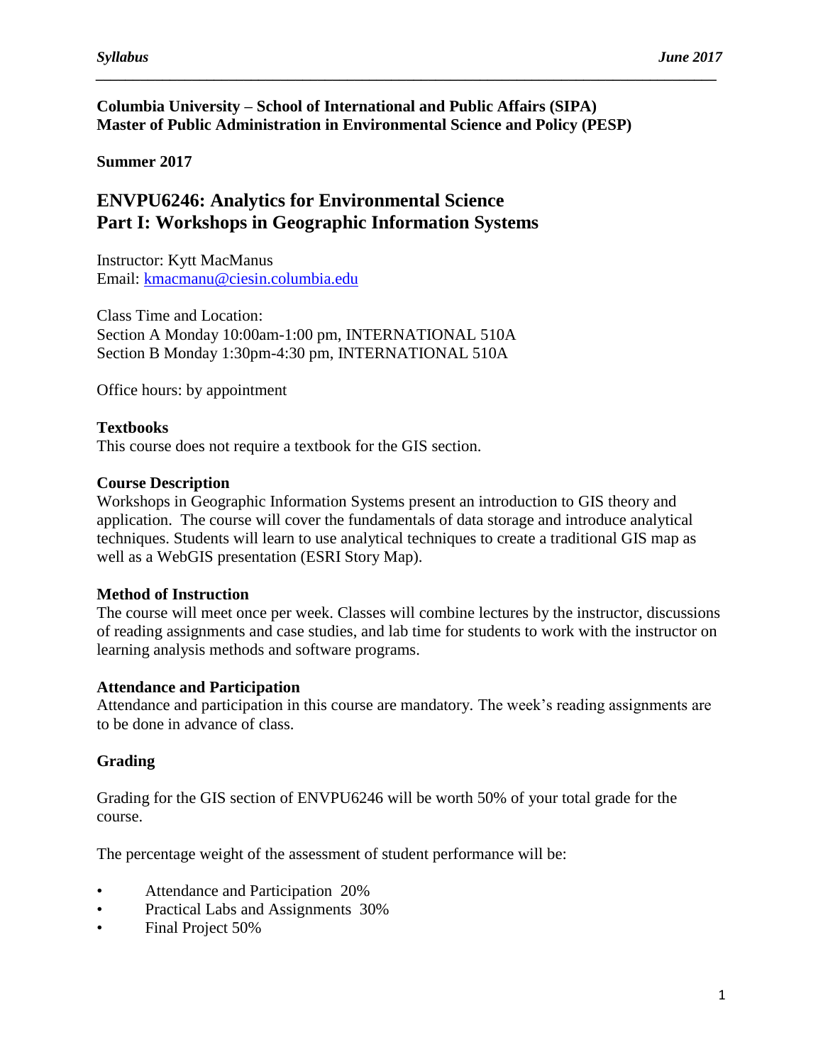**Columbia University – School of International and Public Affairs (SIPA)**
**Master of Public Administration in Environmental Science and Policy (PESP)**

**Summer 2017**

# ENVPU6246: Analytics for Environmental Science
# Part I: Workshops in Geographic Information Systems

Instructor: Kytt MacManus
Email: kmacmanu@ciesin.columbia.edu

Class Time and Location:
Section A Monday 10:00am-1:00 pm, INTERNATIONAL 510A
Section B Monday 1:30pm-4:30 pm, INTERNATIONAL 510A

Office hours: by appointment

**Textbooks**

This course does not require a textbook for the GIS section.

**Course Description**

Workshops in Geographic Information Systems present an introduction to GIS theory and application. The course will cover the fundamentals of data storage and introduce analytical techniques. Students will learn to use analytical techniques to create a traditional GIS map as well as a WebGIS presentation (ESRI Story Map).

**Method of Instruction**

The course will meet once per week. Classes will combine lectures by the instructor, discussions of reading assignments and case studies, and lab time for students to work with the instructor on learning analysis methods and software programs.

**Attendance and Participation**

Attendance and participation in this course are mandatory. The week's reading assignments are to be done in advance of class.

**Grading**

Grading for the GIS section of ENVPU6246 will be worth 50% of your total grade for the course.

The percentage weight of the assessment of student performance will be:

- Attendance and Participation 20%
- Practical Labs and Assignments 30%
- Final Project 50%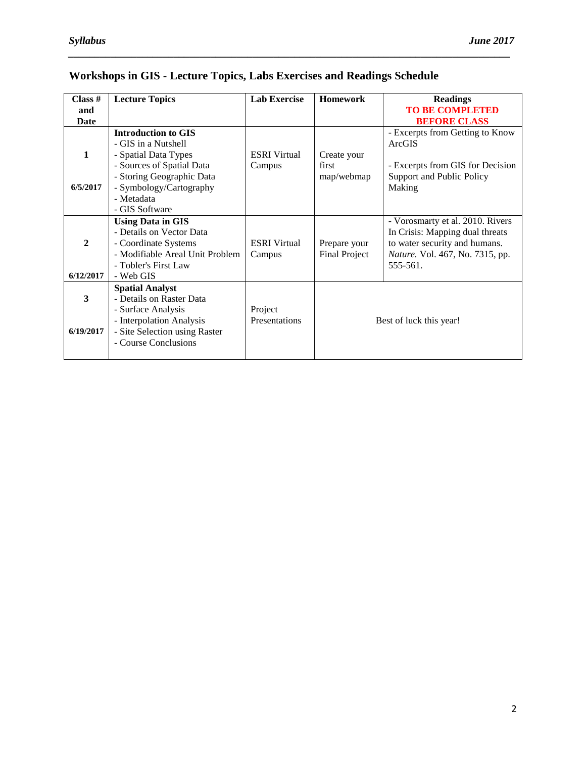## Workshops in GIS - Lecture Topics, Labs Exercises and Readings Schedule

| Class # and Date | Lecture Topics | Lab Exercise | Homework | Readings **TO BE COMPLETED BEFORE CLASS** |
|---|---|---|---|---|
| **1** **6/5/2017** | **Introduction to GIS** - GIS in a Nutshell - Spatial Data Types - Sources of Spatial Data - Storing Geographic Data - Symbology/Cartography - Metadata - GIS Software | ESRI Virtual Campus | Create your first map/webmap | - Excerpts from Getting to Know ArcGIS - Excerpts from GIS for Decision Support and Public Policy Making |
| **2** **6/12/2017** | **Using Data in GIS** - Details on Vector Data - Coordinate Systems - Modifiable Areal Unit Problem - Tobler's First Law - Web GIS | ESRI Virtual Campus | Prepare your Final Project | - Vorosmarty et al. 2010. Rivers In Crisis: Mapping dual threats to water security and humans. *Nature.* Vol. 467, No. 7315, pp. 555-561. |
| **3** **6/19/2017** | **Spatial Analyst** - Details on Raster Data - Surface Analysis - Interpolation Analysis - Site Selection using Raster - Course Conclusions | Project Presentations | Best of luck this year! | |